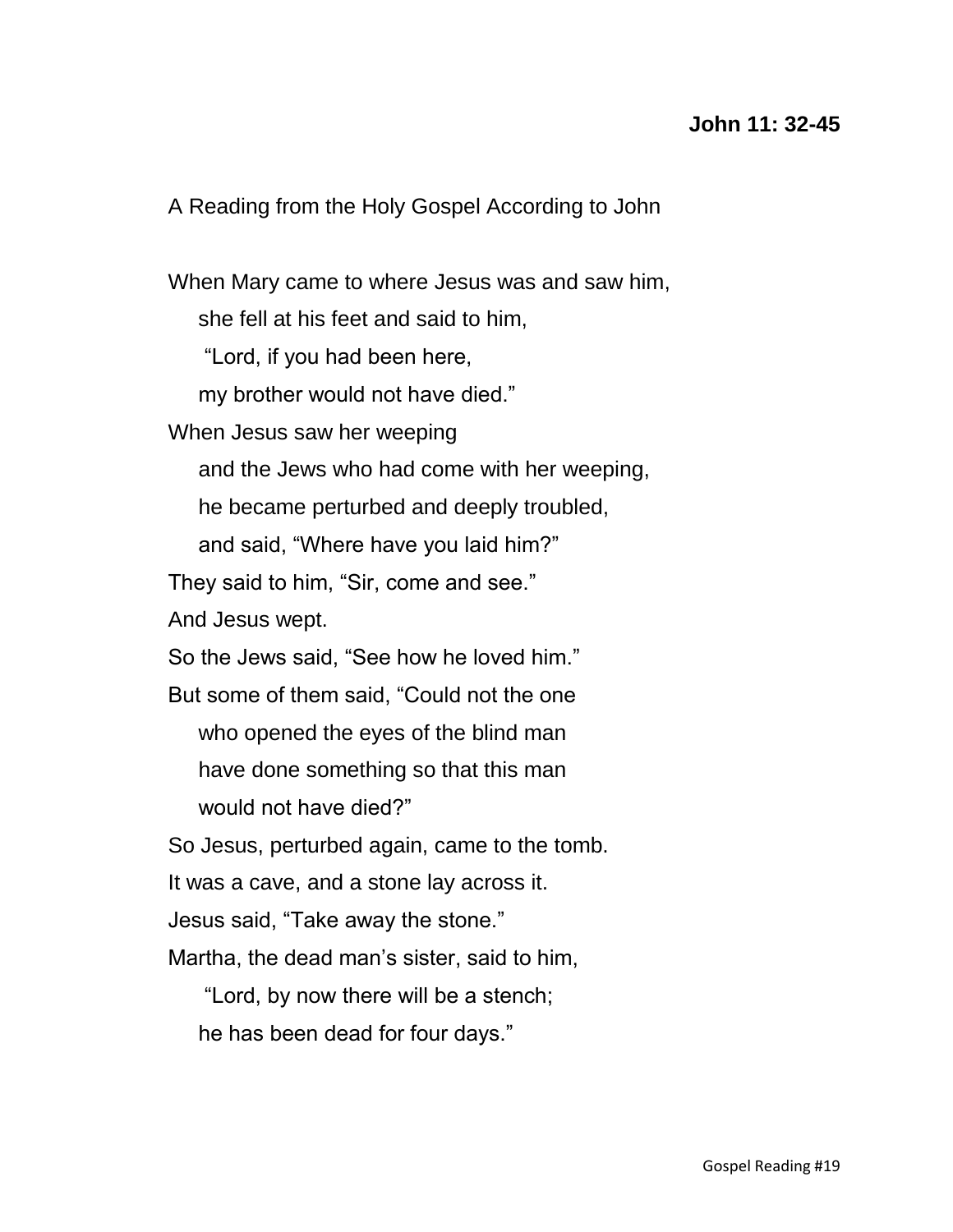**John 11: 32-45**

A Reading from the Holy Gospel According to John

When Mary came to where Jesus was and saw him,
she fell at his feet and said to him,
"Lord, if you had been here,
my brother would not have died."
When Jesus saw her weeping
and the Jews who had come with her weeping,
he became perturbed and deeply troubled,
and said, "Where have you laid him?"
They said to him, "Sir, come and see."
And Jesus wept.
So the Jews said, "See how he loved him."
But some of them said, "Could not the one
who opened the eyes of the blind man
have done something so that this man
would not have died?"
So Jesus, perturbed again, came to the tomb.
It was a cave, and a stone lay across it.
Jesus said, "Take away the stone."
Martha, the dead man's sister, said to him,
"Lord, by now there will be a stench;
he has been dead for four days."

Gospel Reading #19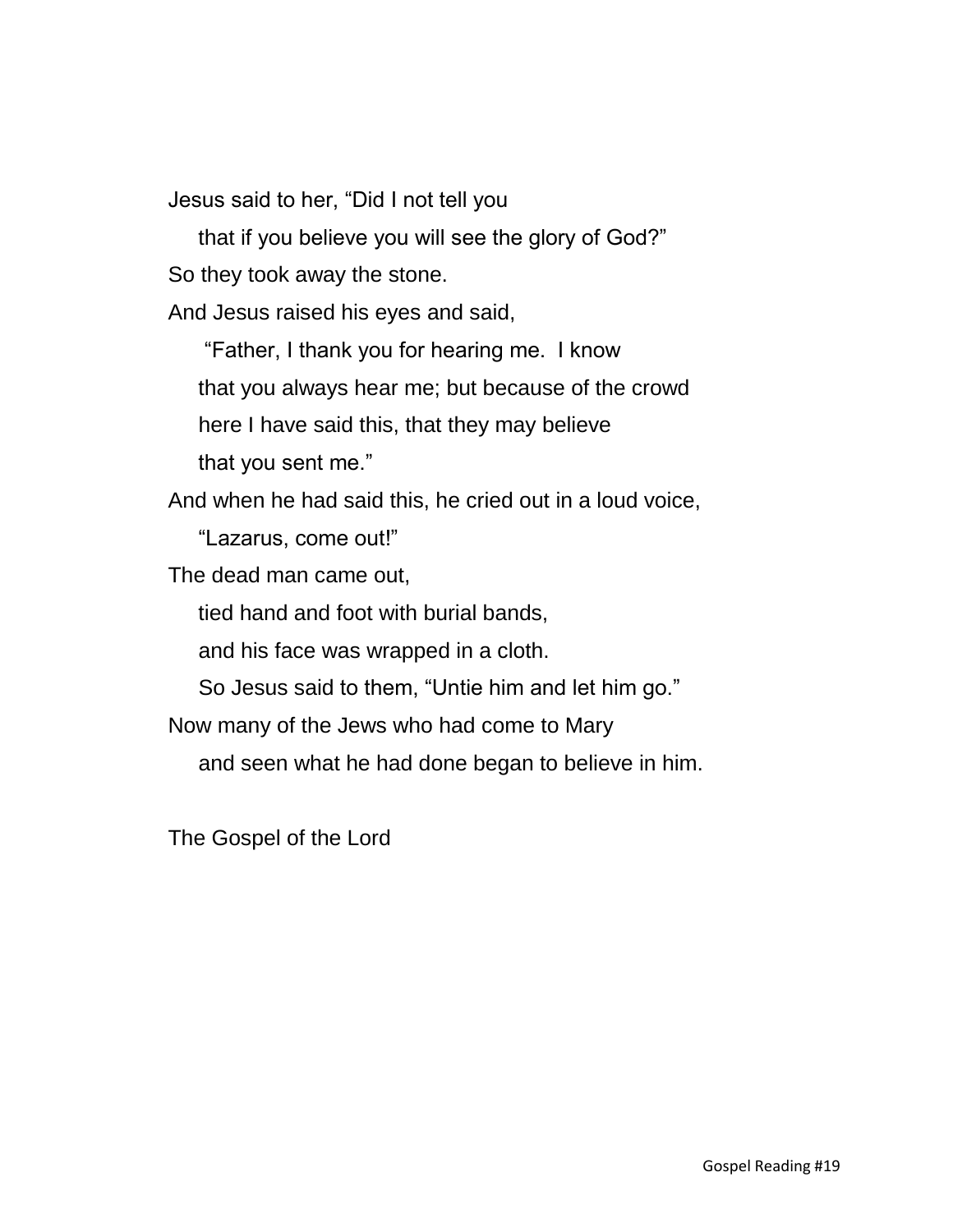Jesus said to her, "Did I not tell you
    that if you believe you will see the glory of God?"
So they took away the stone.
And Jesus raised his eyes and said,
    "Father, I thank you for hearing me. I know
    that you always hear me; but because of the crowd
    here I have said this, that they may believe
    that you sent me."
And when he had said this, he cried out in a loud voice,
    "Lazarus, come out!"
The dead man came out,
    tied hand and foot with burial bands,
    and his face was wrapped in a cloth.
    So Jesus said to them, "Untie him and let him go."
Now many of the Jews who had come to Mary
    and seen what he had done began to believe in him.

The Gospel of the Lord